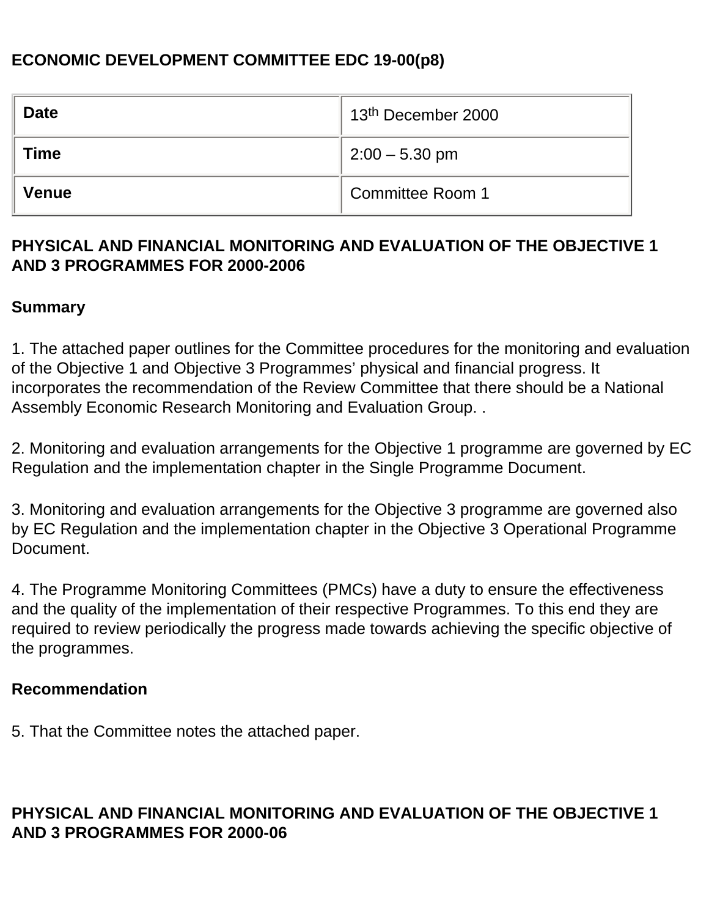**ECONOMIC DEVELOPMENT COMMITTEE EDC 19-00(p8)**

| **Date** | 13th December 2000 |
|---|---|
| **Time** | 2:00 – 5.30 pm |
| **Venue** | Committee Room 1 |

**PHYSICAL AND FINANCIAL MONITORING AND EVALUATION OF THE OBJECTIVE 1 AND 3 PROGRAMMES FOR 2000-2006**

**Summary**

1. The attached paper outlines for the Committee procedures for the monitoring and evaluation of the Objective 1 and Objective 3 Programmes' physical and financial progress. It incorporates the recommendation of the Review Committee that there should be a National Assembly Economic Research Monitoring and Evaluation Group. .

2. Monitoring and evaluation arrangements for the Objective 1 programme are governed by EC Regulation and the implementation chapter in the Single Programme Document.

3. Monitoring and evaluation arrangements for the Objective 3 programme are governed also by EC Regulation and the implementation chapter in the Objective 3 Operational Programme Document.

4. The Programme Monitoring Committees (PMCs) have a duty to ensure the effectiveness and the quality of the implementation of their respective Programmes. To this end they are required to review periodically the progress made towards achieving the specific objective of the programmes.

**Recommendation**

5. That the Committee notes the attached paper.

**PHYSICAL AND FINANCIAL MONITORING AND EVALUATION OF THE OBJECTIVE 1 AND 3 PROGRAMMES FOR 2000-06**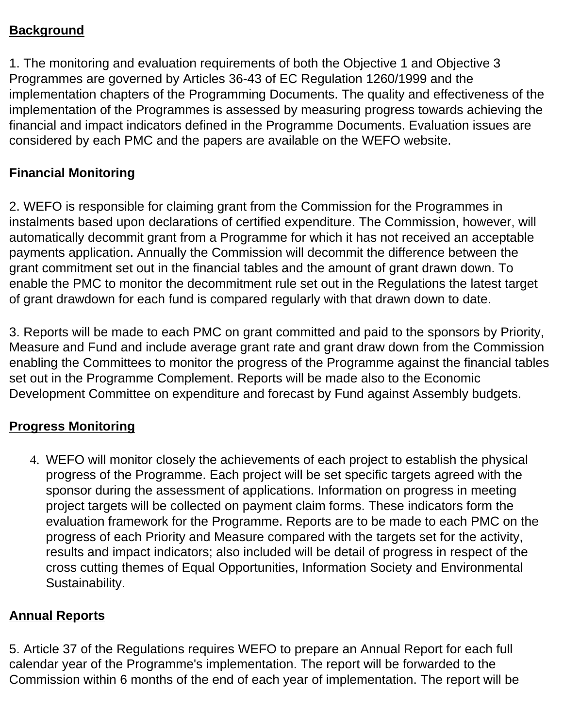**Background**

1. The monitoring and evaluation requirements of both the Objective 1 and Objective 3 Programmes are governed by Articles 36-43 of EC Regulation 1260/1999 and the implementation chapters of the Programming Documents. The quality and effectiveness of the implementation of the Programmes is assessed by measuring progress towards achieving the financial and impact indicators defined in the Programme Documents. Evaluation issues are considered by each PMC and the papers are available on the WEFO website.

**Financial Monitoring**

2. WEFO is responsible for claiming grant from the Commission for the Programmes in instalments based upon declarations of certified expenditure. The Commission, however, will automatically decommit grant from a Programme for which it has not received an acceptable payments application. Annually the Commission will decommit the difference between the grant commitment set out in the financial tables and the amount of grant drawn down. To enable the PMC to monitor the decommitment rule set out in the Regulations the latest target of grant drawdown for each fund is compared regularly with that drawn down to date.

3. Reports will be made to each PMC on grant committed and paid to the sponsors by Priority, Measure and Fund and include average grant rate and grant draw down from the Commission enabling the Committees to monitor the progress of the Programme against the financial tables set out in the Programme Complement. Reports will be made also to the Economic Development Committee on expenditure and forecast by Fund against Assembly budgets.

**Progress Monitoring**

4. WEFO will monitor closely the achievements of each project to establish the physical progress of the Programme. Each project will be set specific targets agreed with the sponsor during the assessment of applications. Information on progress in meeting project targets will be collected on payment claim forms. These indicators form the evaluation framework for the Programme. Reports are to be made to each PMC on the progress of each Priority and Measure compared with the targets set for the activity, results and impact indicators; also included will be detail of progress in respect of the cross cutting themes of Equal Opportunities, Information Society and Environmental Sustainability.

**Annual Reports**

5. Article 37 of the Regulations requires WEFO to prepare an Annual Report for each full calendar year of the Programme's implementation. The report will be forwarded to the Commission within 6 months of the end of each year of implementation. The report will be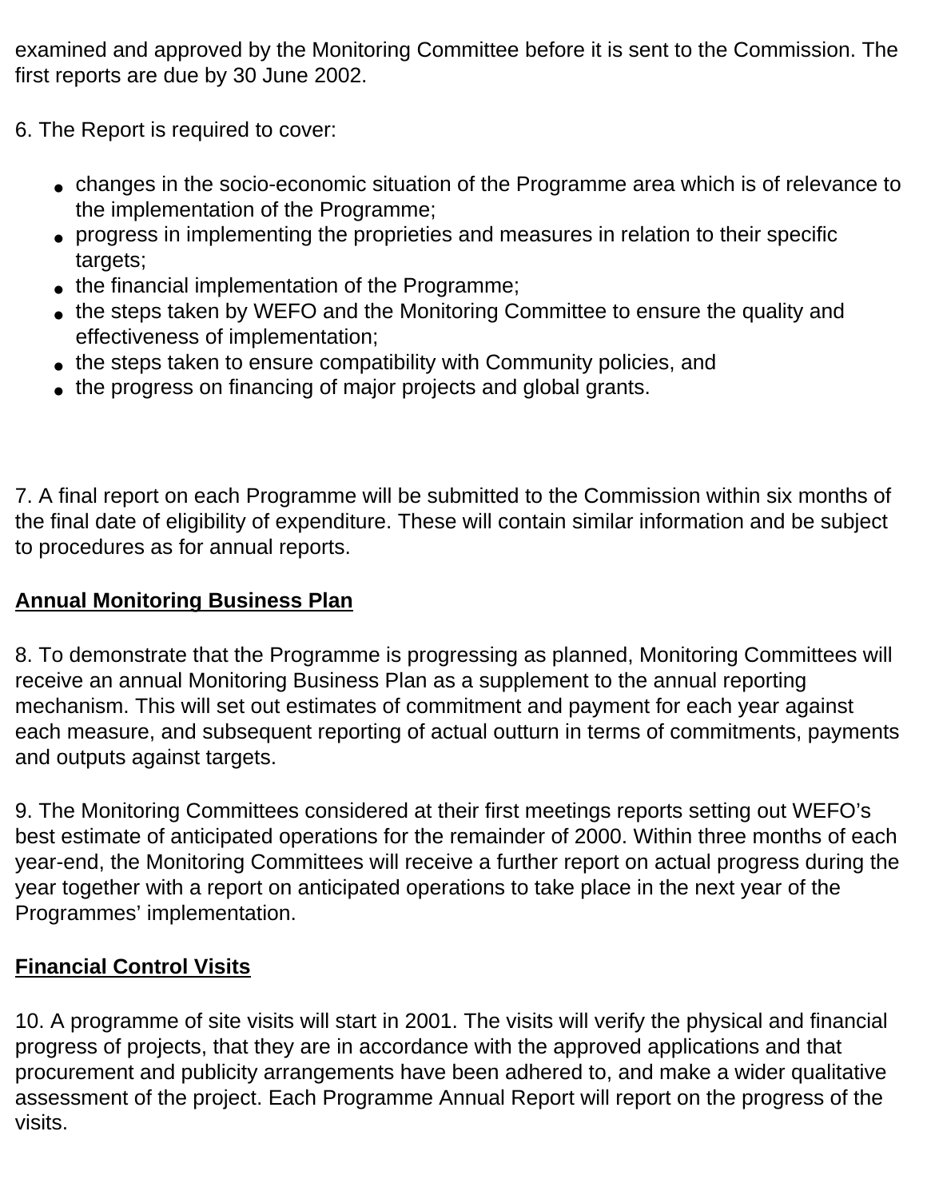examined and approved by the Monitoring Committee before it is sent to the Commission. The first reports are due by 30 June 2002.

6. The Report is required to cover:

- changes in the socio-economic situation of the Programme area which is of relevance to the implementation of the Programme;
- progress in implementing the proprieties and measures in relation to their specific targets;
- the financial implementation of the Programme;
- the steps taken by WEFO and the Monitoring Committee to ensure the quality and effectiveness of implementation;
- the steps taken to ensure compatibility with Community policies, and
- the progress on financing of major projects and global grants.

7. A final report on each Programme will be submitted to the Commission within six months of the final date of eligibility of expenditure. These will contain similar information and be subject to procedures as for annual reports.

**Annual Monitoring Business Plan**

8. To demonstrate that the Programme is progressing as planned, Monitoring Committees will receive an annual Monitoring Business Plan as a supplement to the annual reporting mechanism. This will set out estimates of commitment and payment for each year against each measure, and subsequent reporting of actual outturn in terms of commitments, payments and outputs against targets.

9. The Monitoring Committees considered at their first meetings reports setting out WEFO's best estimate of anticipated operations for the remainder of 2000. Within three months of each year-end, the Monitoring Committees will receive a further report on actual progress during the year together with a report on anticipated operations to take place in the next year of the Programmes' implementation.

**Financial Control Visits**

10. A programme of site visits will start in 2001. The visits will verify the physical and financial progress of projects, that they are in accordance with the approved applications and that procurement and publicity arrangements have been adhered to, and make a wider qualitative assessment of the project. Each Programme Annual Report will report on the progress of the visits.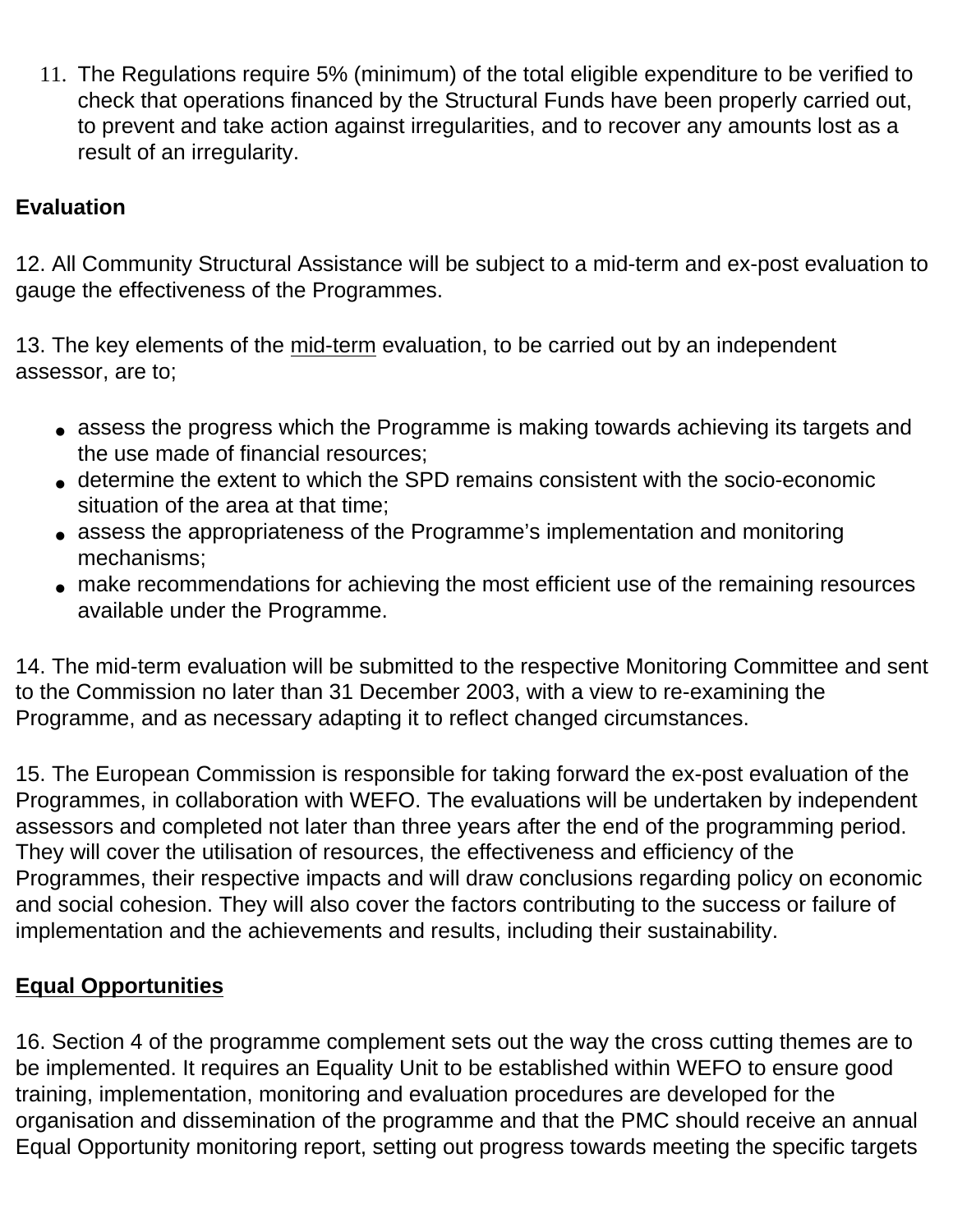11. The Regulations require 5% (minimum) of the total eligible expenditure to be verified to check that operations financed by the Structural Funds have been properly carried out, to prevent and take action against irregularities, and to recover any amounts lost as a result of an irregularity.

**Evaluation**

12. All Community Structural Assistance will be subject to a mid-term and ex-post evaluation to gauge the effectiveness of the Programmes.

13. The key elements of the mid-term evaluation, to be carried out by an independent assessor, are to;

- assess the progress which the Programme is making towards achieving its targets and the use made of financial resources;
- determine the extent to which the SPD remains consistent with the socio-economic situation of the area at that time;
- assess the appropriateness of the Programme's implementation and monitoring mechanisms;
- make recommendations for achieving the most efficient use of the remaining resources available under the Programme.

14. The mid-term evaluation will be submitted to the respective Monitoring Committee and sent to the Commission no later than 31 December 2003, with a view to re-examining the Programme, and as necessary adapting it to reflect changed circumstances.

15. The European Commission is responsible for taking forward the ex-post evaluation of the Programmes, in collaboration with WEFO. The evaluations will be undertaken by independent assessors and completed not later than three years after the end of the programming period. They will cover the utilisation of resources, the effectiveness and efficiency of the Programmes, their respective impacts and will draw conclusions regarding policy on economic and social cohesion. They will also cover the factors contributing to the success or failure of implementation and the achievements and results, including their sustainability.

**Equal Opportunities**

16. Section 4 of the programme complement sets out the way the cross cutting themes are to be implemented. It requires an Equality Unit to be established within WEFO to ensure good training, implementation, monitoring and evaluation procedures are developed for the organisation and dissemination of the programme and that the PMC should receive an annual Equal Opportunity monitoring report, setting out progress towards meeting the specific targets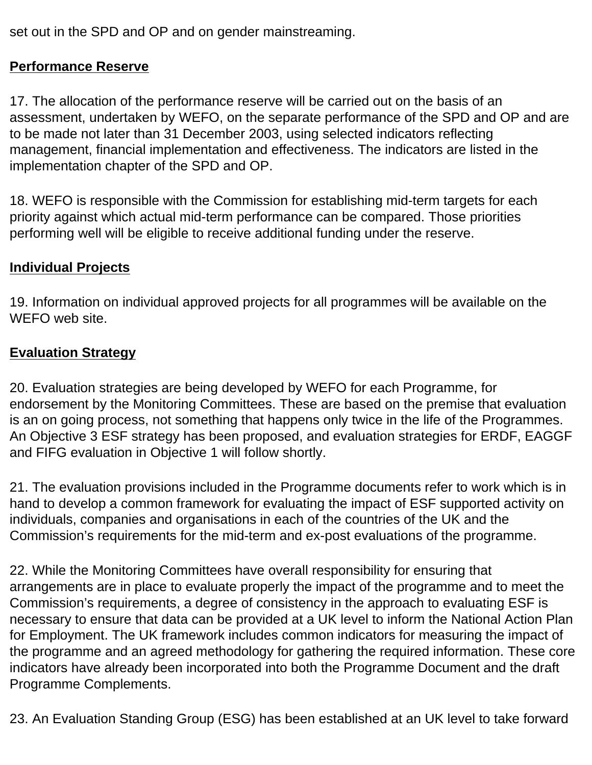set out in the SPD and OP and on gender mainstreaming.

**Performance Reserve**

17. The allocation of the performance reserve will be carried out on the basis of an assessment, undertaken by WEFO, on the separate performance of the SPD and OP and are to be made not later than 31 December 2003, using selected indicators reflecting management, financial implementation and effectiveness. The indicators are listed in the implementation chapter of the SPD and OP.

18. WEFO is responsible with the Commission for establishing mid-term targets for each priority against which actual mid-term performance can be compared. Those priorities performing well will be eligible to receive additional funding under the reserve.

**Individual Projects**

19. Information on individual approved projects for all programmes will be available on the WEFO web site.

**Evaluation Strategy**

20. Evaluation strategies are being developed by WEFO for each Programme, for endorsement by the Monitoring Committees. These are based on the premise that evaluation is an on going process, not something that happens only twice in the life of the Programmes. An Objective 3 ESF strategy has been proposed, and evaluation strategies for ERDF, EAGGF and FIFG evaluation in Objective 1 will follow shortly.

21. The evaluation provisions included in the Programme documents refer to work which is in hand to develop a common framework for evaluating the impact of ESF supported activity on individuals, companies and organisations in each of the countries of the UK and the Commission's requirements for the mid-term and ex-post evaluations of the programme.

22. While the Monitoring Committees have overall responsibility for ensuring that arrangements are in place to evaluate properly the impact of the programme and to meet the Commission's requirements, a degree of consistency in the approach to evaluating ESF is necessary to ensure that data can be provided at a UK level to inform the National Action Plan for Employment. The UK framework includes common indicators for measuring the impact of the programme and an agreed methodology for gathering the required information. These core indicators have already been incorporated into both the Programme Document and the draft Programme Complements.

23. An Evaluation Standing Group (ESG) has been established at an UK level to take forward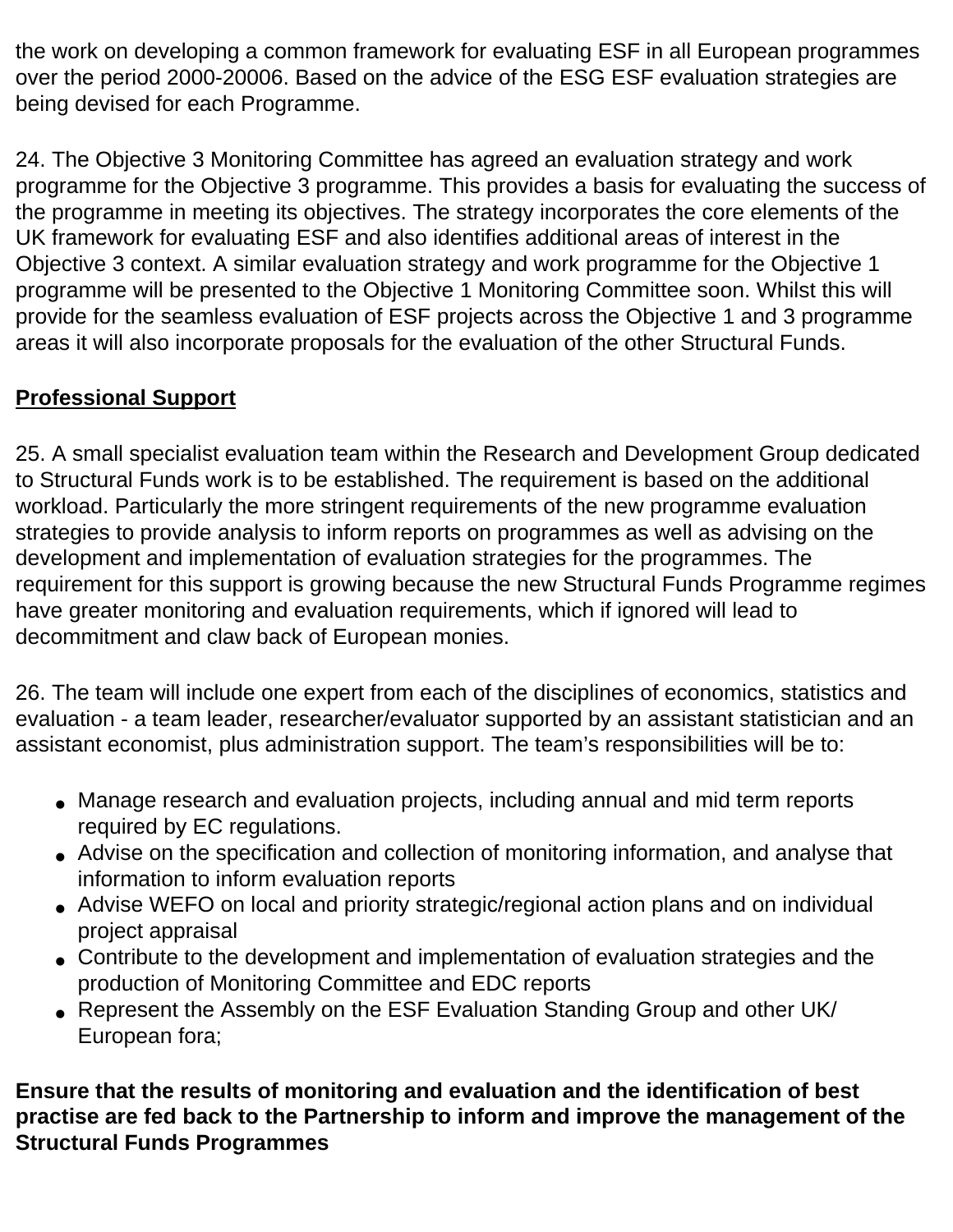the work on developing a common framework for evaluating ESF in all European programmes over the period 2000-20006. Based on the advice of the ESG ESF evaluation strategies are being devised for each Programme.

24. The Objective 3 Monitoring Committee has agreed an evaluation strategy and work programme for the Objective 3 programme. This provides a basis for evaluating the success of the programme in meeting its objectives. The strategy incorporates the core elements of the UK framework for evaluating ESF and also identifies additional areas of interest in the Objective 3 context. A similar evaluation strategy and work programme for the Objective 1 programme will be presented to the Objective 1 Monitoring Committee soon. Whilst this will provide for the seamless evaluation of ESF projects across the Objective 1 and 3 programme areas it will also incorporate proposals for the evaluation of the other Structural Funds.

**Professional Support**

25. A small specialist evaluation team within the Research and Development Group dedicated to Structural Funds work is to be established. The requirement is based on the additional workload. Particularly the more stringent requirements of the new programme evaluation strategies to provide analysis to inform reports on programmes as well as advising on the development and implementation of evaluation strategies for the programmes. The requirement for this support is growing because the new Structural Funds Programme regimes have greater monitoring and evaluation requirements, which if ignored will lead to decommitment and claw back of European monies.

26. The team will include one expert from each of the disciplines of economics, statistics and evaluation - a team leader, researcher/evaluator supported by an assistant statistician and an assistant economist, plus administration support. The team's responsibilities will be to:

- Manage research and evaluation projects, including annual and mid term reports required by EC regulations.
- Advise on the specification and collection of monitoring information, and analyse that information to inform evaluation reports
- Advise WEFO on local and priority strategic/regional action plans and on individual project appraisal
- Contribute to the development and implementation of evaluation strategies and the production of Monitoring Committee and EDC reports
- Represent the Assembly on the ESF Evaluation Standing Group and other UK/ European fora;

**Ensure that the results of monitoring and evaluation and the identification of best practise are fed back to the Partnership to inform and improve the management of the Structural Funds Programmes**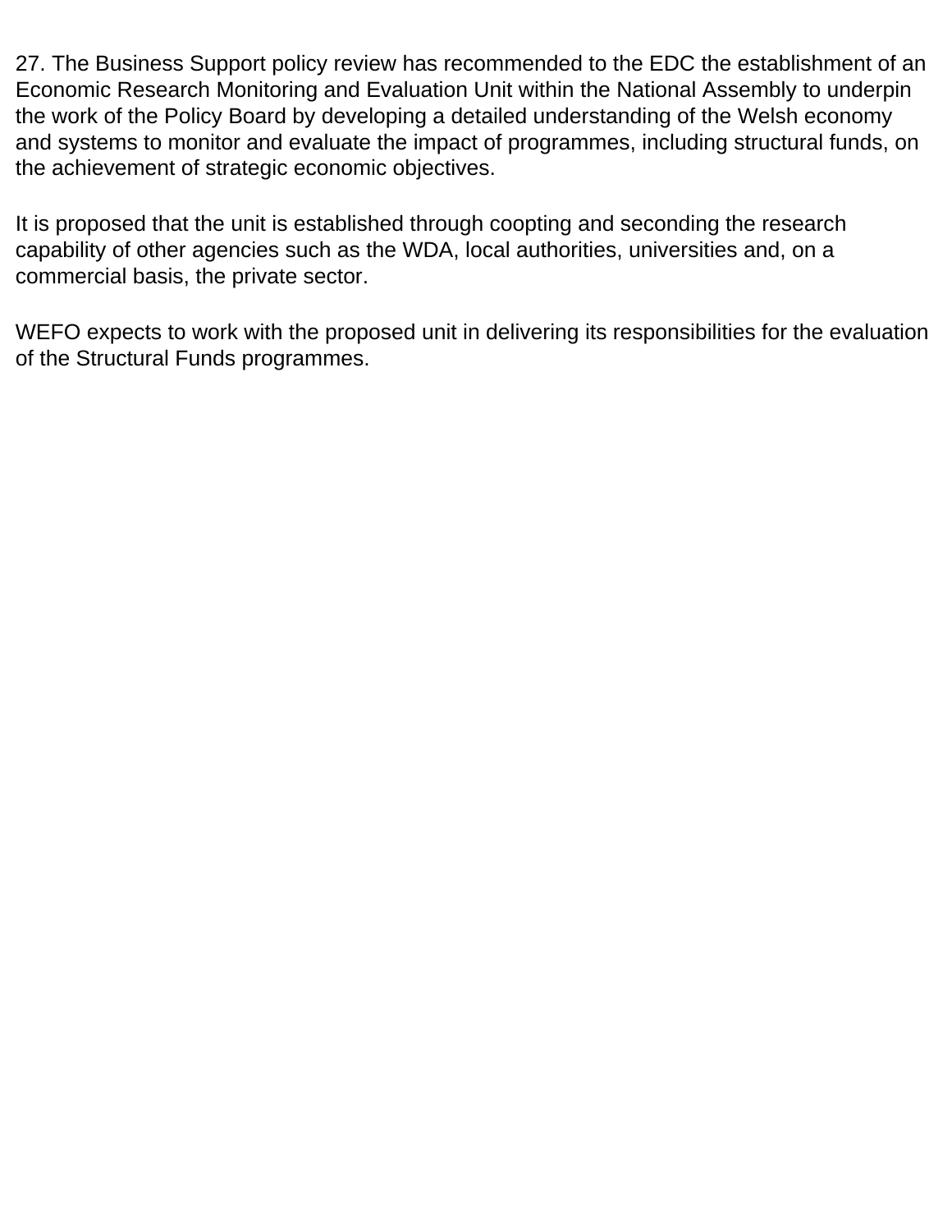27. The Business Support policy review has recommended to the EDC the establishment of an Economic Research Monitoring and Evaluation Unit within the National Assembly to underpin the work of the Policy Board by developing a detailed understanding of the Welsh economy and systems to monitor and evaluate the impact of programmes, including structural funds, on the achievement of strategic economic objectives.

It is proposed that the unit is established through coopting and seconding the research capability of other agencies such as the WDA, local authorities, universities and, on a commercial basis, the private sector.

WEFO expects to work with the proposed unit in delivering its responsibilities for the evaluation of the Structural Funds programmes.